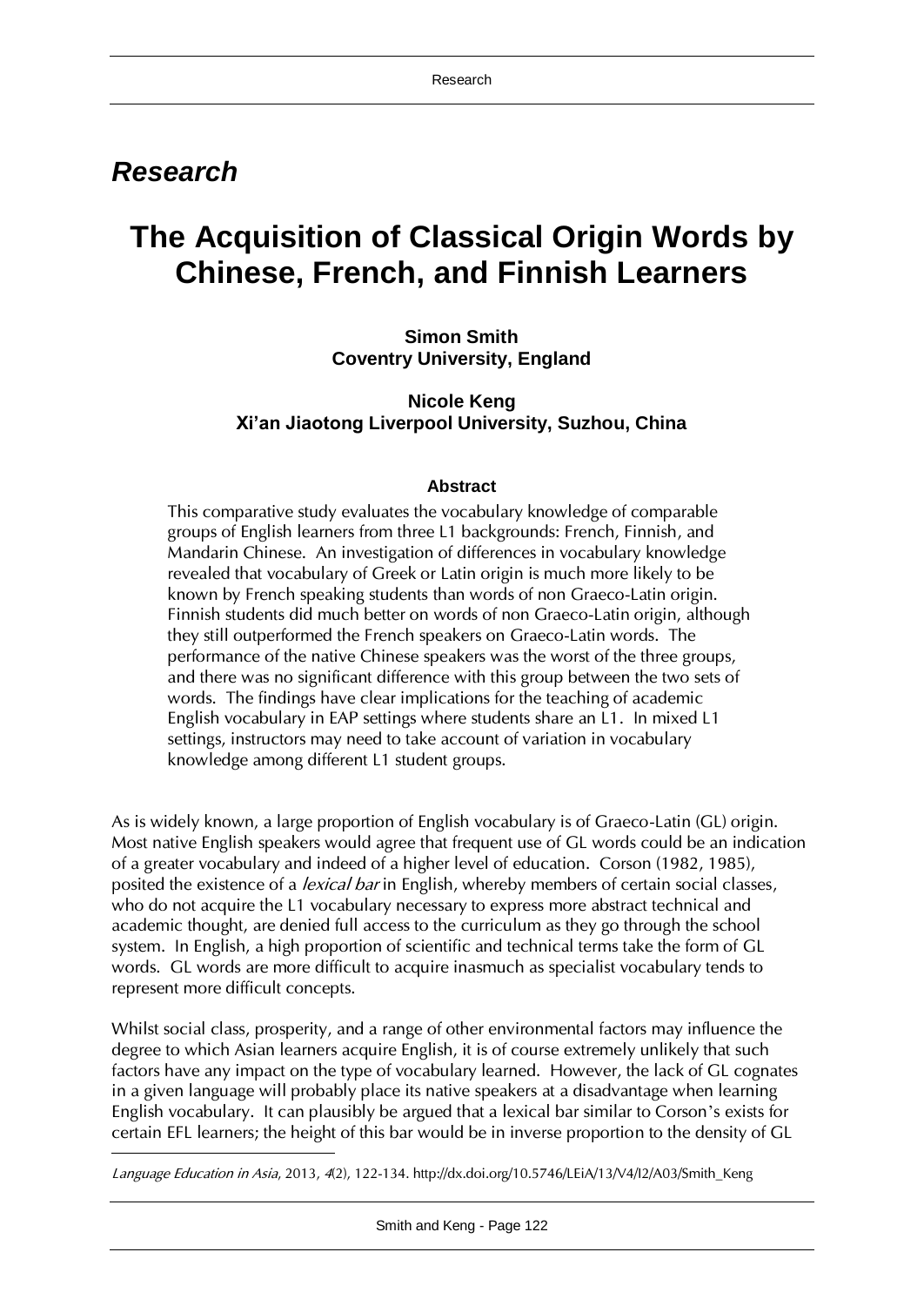## *Research*

# The Acquisition of Classical Origin Words by Chinese, French, and Finnish Learners

**Simon Smith**
**Coventry University, England**

**Nicole Keng**
**Xi'an Jiaotong Liverpool University, Suzhou, China**

### Abstract

This comparative study evaluates the vocabulary knowledge of comparable groups of English learners from three L1 backgrounds: French, Finnish, and Mandarin Chinese. An investigation of differences in vocabulary knowledge revealed that vocabulary of Greek or Latin origin is much more likely to be known by French speaking students than words of non Graeco-Latin origin. Finnish students did much better on words of non Graeco-Latin origin, although they still outperformed the French speakers on Graeco-Latin words. The performance of the native Chinese speakers was the worst of the three groups, and there was no significant difference with this group between the two sets of words. The findings have clear implications for the teaching of academic English vocabulary in EAP settings where students share an L1. In mixed L1 settings, instructors may need to take account of variation in vocabulary knowledge among different L1 student groups.

As is widely known, a large proportion of English vocabulary is of Graeco-Latin (GL) origin. Most native English speakers would agree that frequent use of GL words could be an indication of a greater vocabulary and indeed of a higher level of education. Corson (1982, 1985), posited the existence of a *lexical bar* in English, whereby members of certain social classes, who do not acquire the L1 vocabulary necessary to express more abstract technical and academic thought, are denied full access to the curriculum as they go through the school system. In English, a high proportion of scientific and technical terms take the form of GL words. GL words are more difficult to acquire inasmuch as specialist vocabulary tends to represent more difficult concepts.

Whilst social class, prosperity, and a range of other environmental factors may influence the degree to which Asian learners acquire English, it is of course extremely unlikely that such factors have any impact on the type of vocabulary learned. However, the lack of GL cognates in a given language will probably place its native speakers at a disadvantage when learning English vocabulary. It can plausibly be argued that a lexical bar similar to Corson's exists for certain EFL learners; the height of this bar would be in inverse proportion to the density of GL

---

*Language Education in Asia*, 2013, *4*(2), 122-134. http://dx.doi.org/10.5746/LEiA/13/V4/I2/A03/Smith_Keng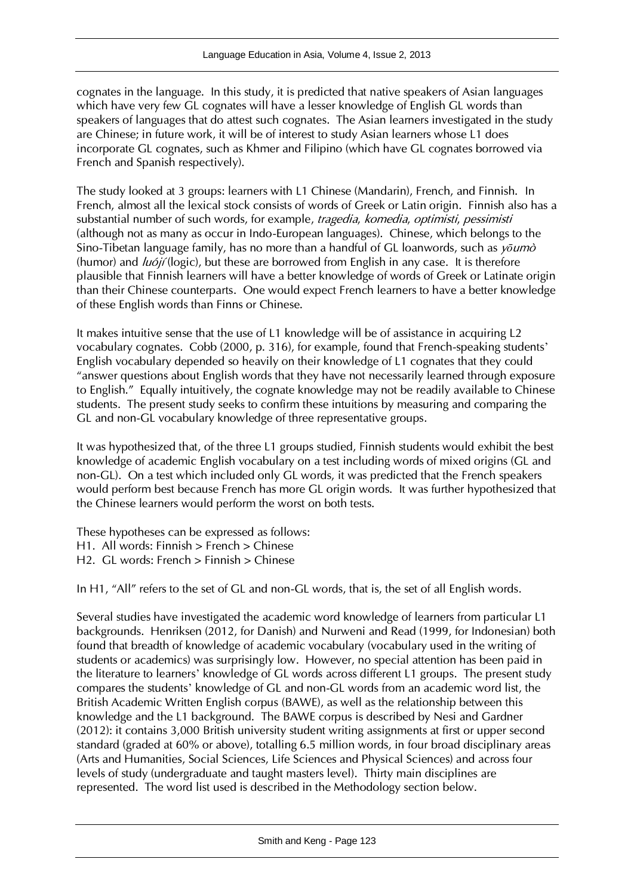cognates in the language. In this study, it is predicted that native speakers of Asian languages which have very few GL cognates will have a lesser knowledge of English GL words than speakers of languages that do attest such cognates. The Asian learners investigated in the study are Chinese; in future work, it will be of interest to study Asian learners whose L1 does incorporate GL cognates, such as Khmer and Filipino (which have GL cognates borrowed via French and Spanish respectively).

The study looked at 3 groups: learners with L1 Chinese (Mandarin), French, and Finnish. In French, almost all the lexical stock consists of words of Greek or Latin origin. Finnish also has a substantial number of such words, for example, *tragedia*, *komedia*, *optimisti*, *pessimisti* (although not as many as occur in Indo-European languages). Chinese, which belongs to the Sino-Tibetan language family, has no more than a handful of GL loanwords, such as *yōumò* (humor) and *luójí* (logic), but these are borrowed from English in any case. It is therefore plausible that Finnish learners will have a better knowledge of words of Greek or Latinate origin than their Chinese counterparts. One would expect French learners to have a better knowledge of these English words than Finns or Chinese.

It makes intuitive sense that the use of L1 knowledge will be of assistance in acquiring L2 vocabulary cognates. Cobb (2000, p. 316), for example, found that French-speaking students' English vocabulary depended so heavily on their knowledge of L1 cognates that they could "answer questions about English words that they have not necessarily learned through exposure to English." Equally intuitively, the cognate knowledge may not be readily available to Chinese students. The present study seeks to confirm these intuitions by measuring and comparing the GL and non-GL vocabulary knowledge of three representative groups.

It was hypothesized that, of the three L1 groups studied, Finnish students would exhibit the best knowledge of academic English vocabulary on a test including words of mixed origins (GL and non-GL). On a test which included only GL words, it was predicted that the French speakers would perform best because French has more GL origin words. It was further hypothesized that the Chinese learners would perform the worst on both tests.

These hypotheses can be expressed as follows:
H1. All words: Finnish > French > Chinese
H2. GL words: French > Finnish > Chinese

In H1, "All" refers to the set of GL and non-GL words, that is, the set of all English words.

Several studies have investigated the academic word knowledge of learners from particular L1 backgrounds. Henriksen (2012, for Danish) and Nurweni and Read (1999, for Indonesian) both found that breadth of knowledge of academic vocabulary (vocabulary used in the writing of students or academics) was surprisingly low. However, no special attention has been paid in the literature to learners' knowledge of GL words across different L1 groups. The present study compares the students' knowledge of GL and non-GL words from an academic word list, the British Academic Written English corpus (BAWE), as well as the relationship between this knowledge and the L1 background. The BAWE corpus is described by Nesi and Gardner (2012): it contains 3,000 British university student writing assignments at first or upper second standard (graded at 60% or above), totalling 6.5 million words, in four broad disciplinary areas (Arts and Humanities, Social Sciences, Life Sciences and Physical Sciences) and across four levels of study (undergraduate and taught masters level). Thirty main disciplines are represented. The word list used is described in the Methodology section below.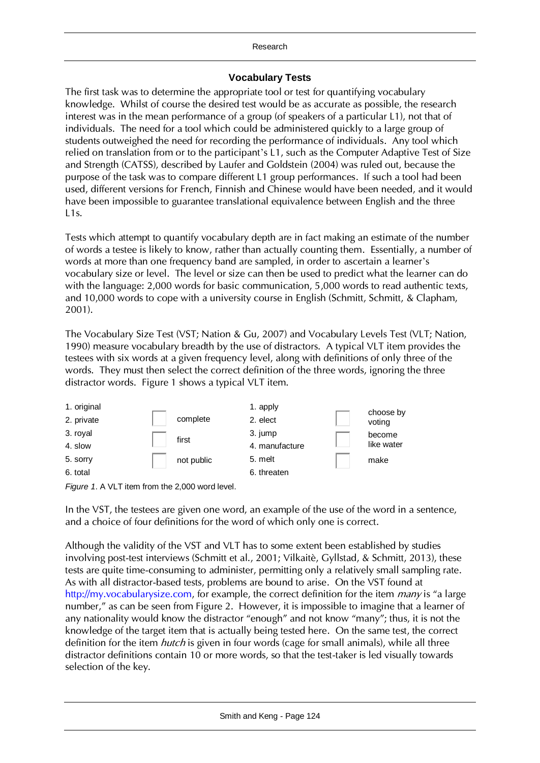## Vocabulary Tests

The first task was to determine the appropriate tool or test for quantifying vocabulary knowledge. Whilst of course the desired test would be as accurate as possible, the research interest was in the mean performance of a group (of speakers of a particular L1), not that of individuals. The need for a tool which could be administered quickly to a large group of students outweighed the need for recording the performance of individuals. Any tool which relied on translation from or to the participant's L1, such as the Computer Adaptive Test of Size and Strength (CATSS), described by Laufer and Goldstein (2004) was ruled out, because the purpose of the task was to compare different L1 group performances. If such a tool had been used, different versions for French, Finnish and Chinese would have been needed, and it would have been impossible to guarantee translational equivalence between English and the three L1s.

Tests which attempt to quantify vocabulary depth are in fact making an estimate of the number of words a testee is likely to know, rather than actually counting them. Essentially, a number of words at more than one frequency band are sampled, in order to ascertain a learner's vocabulary size or level. The level or size can then be used to predict what the learner can do with the language: 2,000 words for basic communication, 5,000 words to read authentic texts, and 10,000 words to cope with a university course in English (Schmitt, Schmitt, & Clapham, 2001).

The Vocabulary Size Test (VST; Nation & Gu, 2007) and Vocabulary Levels Test (VLT; Nation, 1990) measure vocabulary breadth by the use of distractors. A typical VLT item provides the testees with six words at a given frequency level, along with definitions of only three of the words. They must then select the correct definition of the three words, ignoring the three distractor words. Figure 1 shows a typical VLT item.

| | | | | |
|---|---|---|---|---|
| 1. original<br>2. private | ☐ complete | | 1. apply<br>2. elect | ☐ choose by voting |
| 3. royal<br>4. slow | ☐ first | | 3. jump<br>4. manufacture | ☐ become like water |
| 5. sorry<br>6. total | ☐ not public | | 5. melt<br>6. threaten | ☐ make |

*Figure 1*. A VLT item from the 2,000 word level.

In the VST, the testees are given one word, an example of the use of the word in a sentence, and a choice of four definitions for the word of which only one is correct.

Although the validity of the VST and VLT has to some extent been established by studies involving post-test interviews (Schmitt et al., 2001; Vilkaitè, Gyllstad, & Schmitt, 2013), these tests are quite time-consuming to administer, permitting only a relatively small sampling rate. As with all distractor-based tests, problems are bound to arise. On the VST found at http://my.vocabularysize.com, for example, the correct definition for the item *many* is "a large number," as can be seen from Figure 2. However, it is impossible to imagine that a learner of any nationality would know the distractor "enough" and not know "many"; thus, it is not the knowledge of the target item that is actually being tested here. On the same test, the correct definition for the item *hutch* is given in four words (cage for small animals), while all three distractor definitions contain 10 or more words, so that the test-taker is led visually towards selection of the key.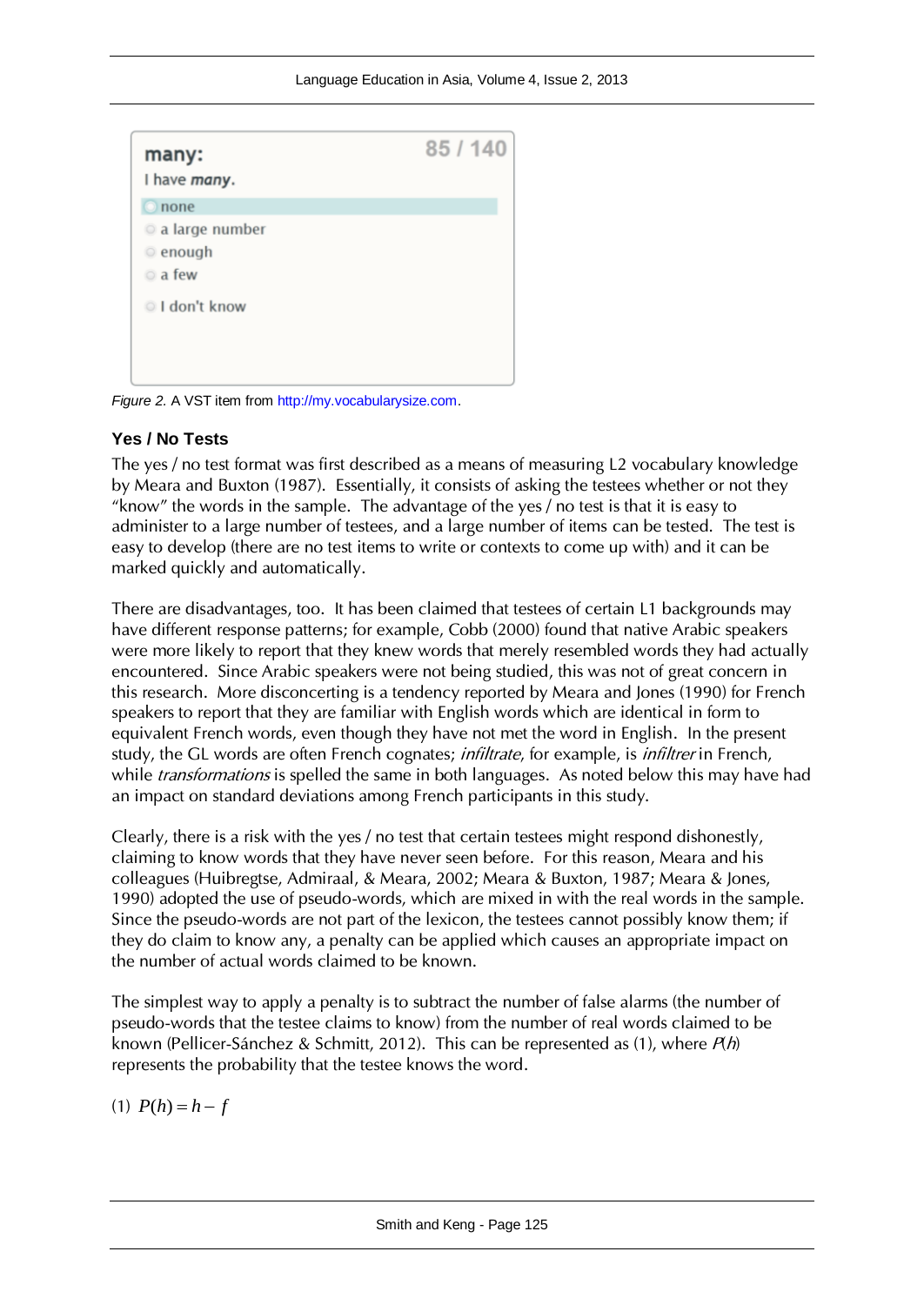*Figure 2.* A VST item from http://my.vocabularysize.com.

## Yes / No Tests

The yes / no test format was first described as a means of measuring L2 vocabulary knowledge by Meara and Buxton (1987). Essentially, it consists of asking the testees whether or not they "know" the words in the sample. The advantage of the yes / no test is that it is easy to administer to a large number of testees, and a large number of items can be tested. The test is easy to develop (there are no test items to write or contexts to come up with) and it can be marked quickly and automatically.

There are disadvantages, too. It has been claimed that testees of certain L1 backgrounds may have different response patterns; for example, Cobb (2000) found that native Arabic speakers were more likely to report that they knew words that merely resembled words they had actually encountered. Since Arabic speakers were not being studied, this was not of great concern in this research. More disconcerting is a tendency reported by Meara and Jones (1990) for French speakers to report that they are familiar with English words which are identical in form to equivalent French words, even though they have not met the word in English. In the present study, the GL words are often French cognates; *infiltrate*, for example, is *infiltrer* in French, while *transformations* is spelled the same in both languages. As noted below this may have had an impact on standard deviations among French participants in this study.

Clearly, there is a risk with the yes / no test that certain testees might respond dishonestly, claiming to know words that they have never seen before. For this reason, Meara and his colleagues (Huibregtse, Admiraal, & Meara, 2002; Meara & Buxton, 1987; Meara & Jones, 1990) adopted the use of pseudo-words, which are mixed in with the real words in the sample. Since the pseudo-words are not part of the lexicon, the testees cannot possibly know them; if they do claim to know any, a penalty can be applied which causes an appropriate impact on the number of actual words claimed to be known.

The simplest way to apply a penalty is to subtract the number of false alarms (the number of pseudo-words that the testee claims to know) from the number of real words claimed to be known (Pellicer-Sánchez & Schmitt, 2012). This can be represented as (1), where $P(h)$ represents the probability that the testee knows the word.

(1) $P(h) = h - f$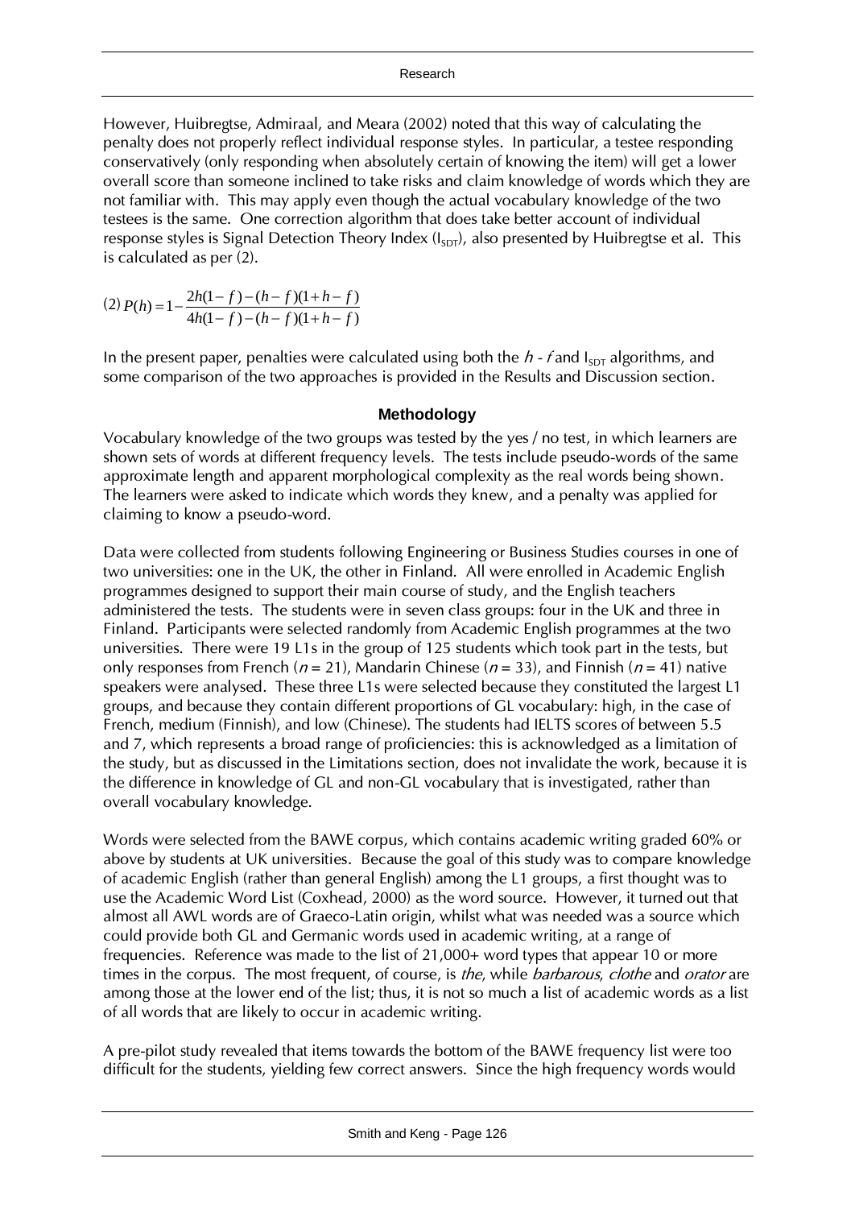However, Huibregtse, Admiraal, and Meara (2002) noted that this way of calculating the penalty does not properly reflect individual response styles. In particular, a testee responding conservatively (only responding when absolutely certain of knowing the item) will get a lower overall score than someone inclined to take risks and claim knowledge of words which they are not familiar with. This may apply even though the actual vocabulary knowledge of the two testees is the same. One correction algorithm that does take better account of individual response styles is Signal Detection Theory Index ($I_{SDT}$), also presented by Huibregtse et al. This is calculated as per (2).

(2) $$P(h) = 1 - \frac{2h(1-f)-(h-f)(1+h-f)}{4h(1-f)-(h-f)(1+h-f)}$$

In the present paper, penalties were calculated using both the $h$ - $f$ and $I_{SDT}$ algorithms, and some comparison of the two approaches is provided in the Results and Discussion section.

## Methodology

Vocabulary knowledge of the two groups was tested by the yes / no test, in which learners are shown sets of words at different frequency levels. The tests include pseudo-words of the same approximate length and apparent morphological complexity as the real words being shown. The learners were asked to indicate which words they knew, and a penalty was applied for claiming to know a pseudo-word.

Data were collected from students following Engineering or Business Studies courses in one of two universities: one in the UK, the other in Finland. All were enrolled in Academic English programmes designed to support their main course of study, and the English teachers administered the tests. The students were in seven class groups: four in the UK and three in Finland. Participants were selected randomly from Academic English programmes at the two universities. There were 19 L1s in the group of 125 students which took part in the tests, but only responses from French ($n$ = 21), Mandarin Chinese ($n$ = 33), and Finnish ($n$ = 41) native speakers were analysed. These three L1s were selected because they constituted the largest L1 groups, and because they contain different proportions of GL vocabulary: high, in the case of French, medium (Finnish), and low (Chinese). The students had IELTS scores of between 5.5 and 7, which represents a broad range of proficiencies: this is acknowledged as a limitation of the study, but as discussed in the Limitations section, does not invalidate the work, because it is the difference in knowledge of GL and non-GL vocabulary that is investigated, rather than overall vocabulary knowledge.

Words were selected from the BAWE corpus, which contains academic writing graded 60% or above by students at UK universities. Because the goal of this study was to compare knowledge of academic English (rather than general English) among the L1 groups, a first thought was to use the Academic Word List (Coxhead, 2000) as the word source. However, it turned out that almost all AWL words are of Graeco-Latin origin, whilst what was needed was a source which could provide both GL and Germanic words used in academic writing, at a range of frequencies. Reference was made to the list of 21,000+ word types that appear 10 or more times in the corpus. The most frequent, of course, is *the*, while *barbarous*, *clothe* and *orator* are among those at the lower end of the list; thus, it is not so much a list of academic words as a list of all words that are likely to occur in academic writing.

A pre-pilot study revealed that items towards the bottom of the BAWE frequency list were too difficult for the students, yielding few correct answers. Since the high frequency words would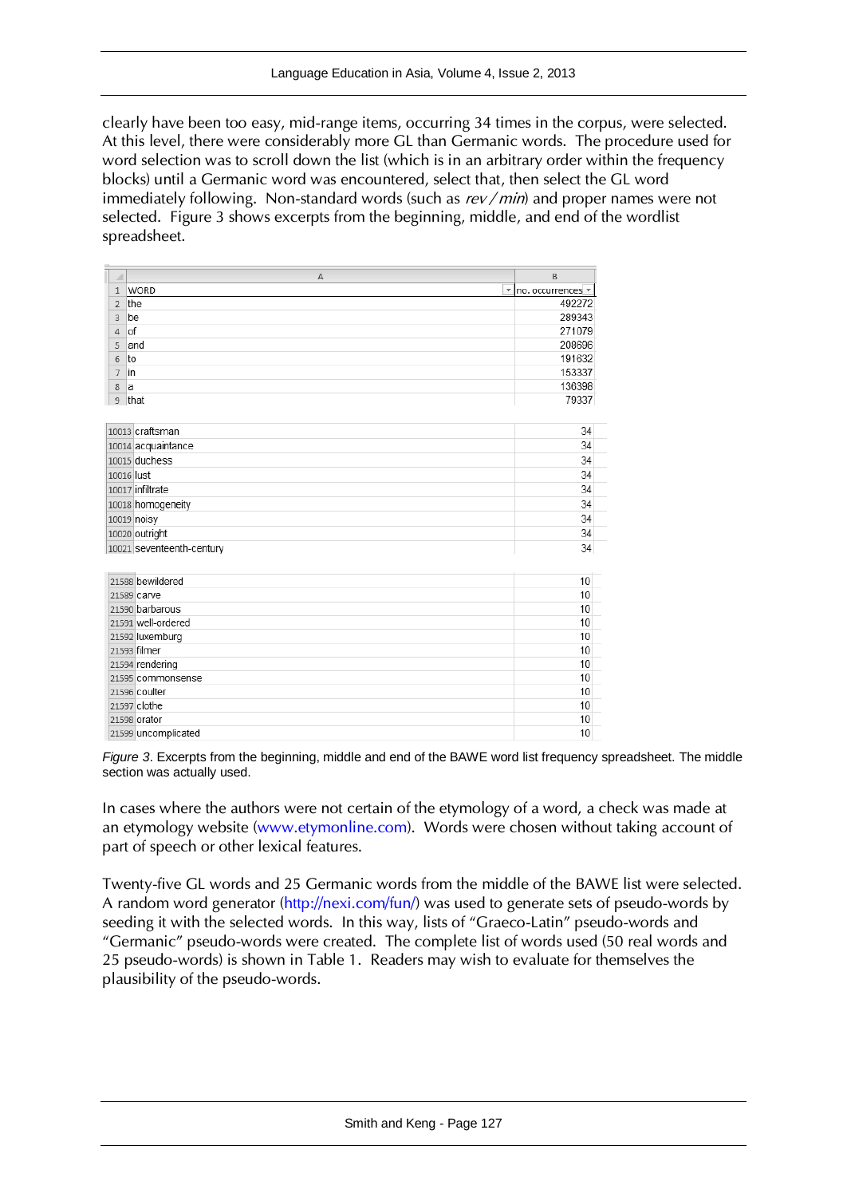clearly have been too easy, mid-range items, occurring 34 times in the corpus, were selected. At this level, there were considerably more GL than Germanic words. The procedure used for word selection was to scroll down the list (which is in an arbitrary order within the frequency blocks) until a Germanic word was encountered, select that, then select the GL word immediately following. Non-standard words (such as *rev / min*) and proper names were not selected. Figure 3 shows excerpts from the beginning, middle, and end of the wordlist spreadsheet.

| | A | B |
|---|---|---|
| 1 | WORD | no. occurrences |
| 2 | the | 492272 |
| 3 | be | 289343 |
| 4 | of | 271079 |
| 5 | and | 208696 |
| 6 | to | 191632 |
| 7 | in | 153337 |
| 8 | a | 136398 |
| 9 | that | 79337 |
| | | |
| 10013 | craftsman | 34 |
| 10014 | acquaintance | 34 |
| 10015 | duchess | 34 |
| 10016 | lust | 34 |
| 10017 | infiltrate | 34 |
| 10018 | homogeneity | 34 |
| 10019 | noisy | 34 |
| 10020 | outright | 34 |
| 10021 | seventeenth-century | 34 |
| | | |
| 21588 | bewildered | 10 |
| 21589 | carve | 10 |
| 21590 | barbarous | 10 |
| 21591 | well-ordered | 10 |
| 21592 | luxemburg | 10 |
| 21593 | filmer | 10 |
| 21594 | rendering | 10 |
| 21595 | commonsense | 10 |
| 21596 | coulter | 10 |
| 21597 | clothe | 10 |
| 21598 | orator | 10 |
| 21599 | uncomplicated | 10 |

*Figure 3*. Excerpts from the beginning, middle and end of the BAWE word list frequency spreadsheet. The middle section was actually used.

In cases where the authors were not certain of the etymology of a word, a check was made at an etymology website (www.etymonline.com). Words were chosen without taking account of part of speech or other lexical features.

Twenty-five GL words and 25 Germanic words from the middle of the BAWE list were selected. A random word generator (http://nexi.com/fun/) was used to generate sets of pseudo-words by seeding it with the selected words. In this way, lists of "Graeco-Latin" pseudo-words and "Germanic" pseudo-words were created. The complete list of words used (50 real words and 25 pseudo-words) is shown in Table 1. Readers may wish to evaluate for themselves the plausibility of the pseudo-words.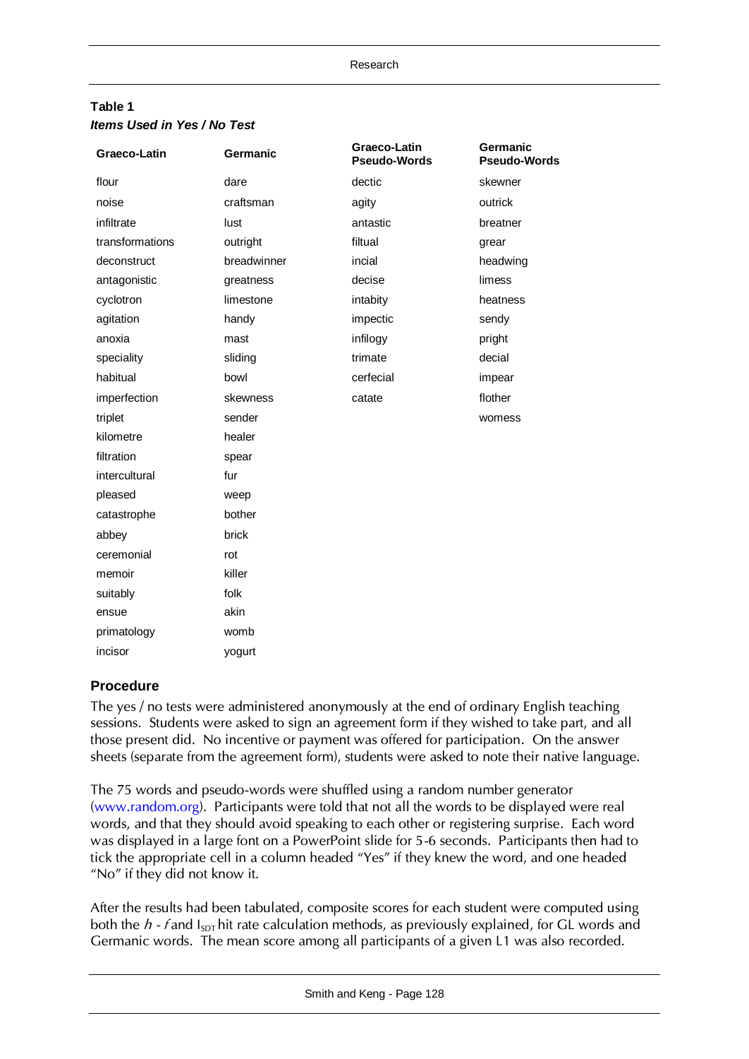**Table 1**
***Items Used in Yes / No Test***

| Graeco-Latin | Germanic | Graeco-Latin Pseudo-Words | Germanic Pseudo-Words |
|---|---|---|---|
| flour | dare | dectic | skewner |
| noise | craftsman | agity | outrick |
| infiltrate | lust | antastic | breatner |
| transformations | outright | filtual | grear |
| deconstruct | breadwinner | incial | headwing |
| antagonistic | greatness | decise | limess |
| cyclotron | limestone | intabity | heatness |
| agitation | handy | impectic | sendy |
| anoxia | mast | infilogy | pright |
| speciality | sliding | trimate | decial |
| habitual | bowl | cerfecial | impear |
| imperfection | skewness | catate | flother |
| triplet | sender | | womess |
| kilometre | healer | | |
| filtration | spear | | |
| intercultural | fur | | |
| pleased | weep | | |
| catastrophe | bother | | |
| abbey | brick | | |
| ceremonial | rot | | |
| memoir | killer | | |
| suitably | folk | | |
| ensue | akin | | |
| primatology | womb | | |
| incisor | yogurt | | |

## Procedure

The yes / no tests were administered anonymously at the end of ordinary English teaching sessions. Students were asked to sign an agreement form if they wished to take part, and all those present did. No incentive or payment was offered for participation. On the answer sheets (separate from the agreement form), students were asked to note their native language.

The 75 words and pseudo-words were shuffled using a random number generator (www.random.org). Participants were told that not all the words to be displayed were real words, and that they should avoid speaking to each other or registering surprise. Each word was displayed in a large font on a PowerPoint slide for 5-6 seconds. Participants then had to tick the appropriate cell in a column headed "Yes" if they knew the word, and one headed "No" if they did not know it.

After the results had been tabulated, composite scores for each student were computed using both the $h - f$ and $I_{SDT}$ hit rate calculation methods, as previously explained, for GL words and Germanic words. The mean score among all participants of a given L1 was also recorded.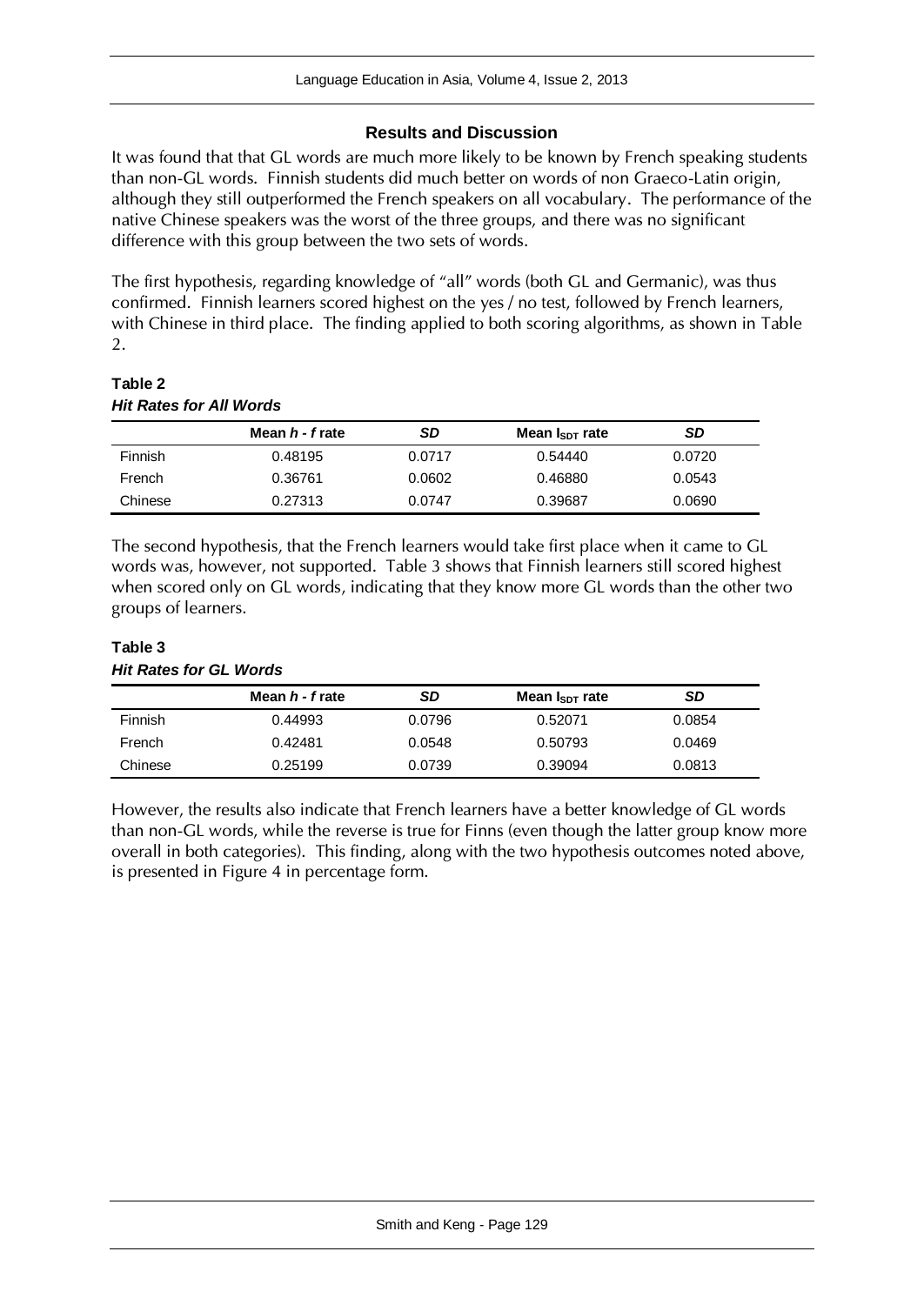## Results and Discussion

It was found that that GL words are much more likely to be known by French speaking students than non-GL words. Finnish students did much better on words of non Graeco-Latin origin, although they still outperformed the French speakers on all vocabulary. The performance of the native Chinese speakers was the worst of the three groups, and there was no significant difference with this group between the two sets of words.

The first hypothesis, regarding knowledge of "all" words (both GL and Germanic), was thus confirmed. Finnish learners scored highest on the yes / no test, followed by French learners, with Chinese in third place. The finding applied to both scoring algorithms, as shown in Table 2.

**Table 2**

***Hit Rates for All Words***

| | Mean *h* - *f* rate | *SD* | Mean $I_{SDT}$ rate | *SD* |
|---|---|---|---|---|
| Finnish | 0.48195 | 0.0717 | 0.54440 | 0.0720 |
| French | 0.36761 | 0.0602 | 0.46880 | 0.0543 |
| Chinese | 0.27313 | 0.0747 | 0.39687 | 0.0690 |

The second hypothesis, that the French learners would take first place when it came to GL words was, however, not supported. Table 3 shows that Finnish learners still scored highest when scored only on GL words, indicating that they know more GL words than the other two groups of learners.

**Table 3**

***Hit Rates for GL Words***

| | Mean *h* - *f* rate | *SD* | Mean $I_{SDT}$ rate | *SD* |
|---|---|---|---|---|
| Finnish | 0.44993 | 0.0796 | 0.52071 | 0.0854 |
| French | 0.42481 | 0.0548 | 0.50793 | 0.0469 |
| Chinese | 0.25199 | 0.0739 | 0.39094 | 0.0813 |

However, the results also indicate that French learners have a better knowledge of GL words than non-GL words, while the reverse is true for Finns (even though the latter group know more overall in both categories). This finding, along with the two hypothesis outcomes noted above, is presented in Figure 4 in percentage form.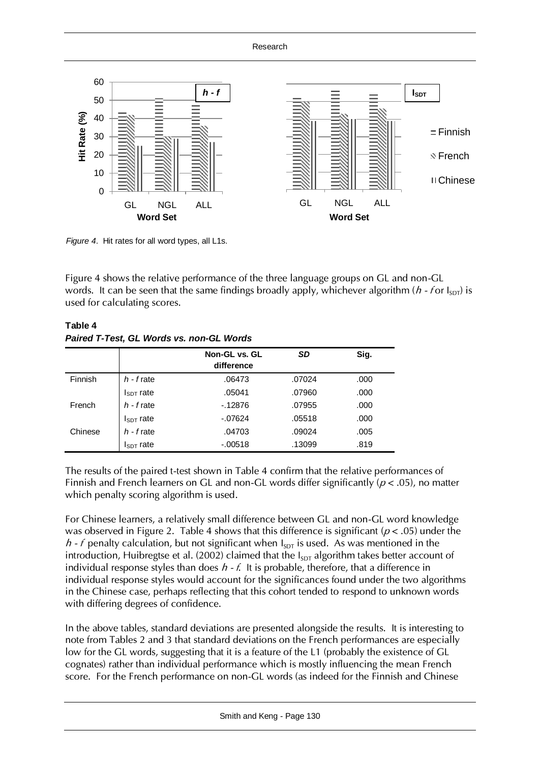*Figure 4*. Hit rates for all word types, all L1s.

Figure 4 shows the relative performance of the three language groups on GL and non-GL words. It can be seen that the same findings broadly apply, whichever algorithm ($h$ - $f$ or $I_{SDT}$) is used for calculating scores.

**Table 4**

***Paired T-Test, GL Words vs. non-GL Words***

| | | Non-GL vs. GL difference | *SD* | Sig. |
|---|---|---|---|---|
| Finnish | $h$ - $f$ rate | .06473 | .07024 | .000 |
| | $I_{SDT}$ rate | .05041 | .07960 | .000 |
| French | $h$ - $f$ rate | -.12876 | .07955 | .000 |
| | $I_{SDT}$ rate | -.07624 | .05518 | .000 |
| Chinese | $h$ - $f$ rate | .04703 | .09024 | .005 |
| | $I_{SDT}$ rate | -.00518 | .13099 | .819 |

The results of the paired t-test shown in Table 4 confirm that the relative performances of Finnish and French learners on GL and non-GL words differ significantly ($p < .05$), no matter which penalty scoring algorithm is used.

For Chinese learners, a relatively small difference between GL and non-GL word knowledge was observed in Figure 2. Table 4 shows that this difference is significant ($p < .05$) under the $h$ - $f$ penalty calculation, but not significant when $I_{SDT}$ is used. As was mentioned in the introduction, Huibregtse et al. (2002) claimed that the $I_{SDT}$ algorithm takes better account of individual response styles than does $h$ - $f$. It is probable, therefore, that a difference in individual response styles would account for the significances found under the two algorithms in the Chinese case, perhaps reflecting that this cohort tended to respond to unknown words with differing degrees of confidence.

In the above tables, standard deviations are presented alongside the results. It is interesting to note from Tables 2 and 3 that standard deviations on the French performances are especially low for the GL words, suggesting that it is a feature of the L1 (probably the existence of GL cognates) rather than individual performance which is mostly influencing the mean French score. For the French performance on non-GL words (as indeed for the Finnish and Chinese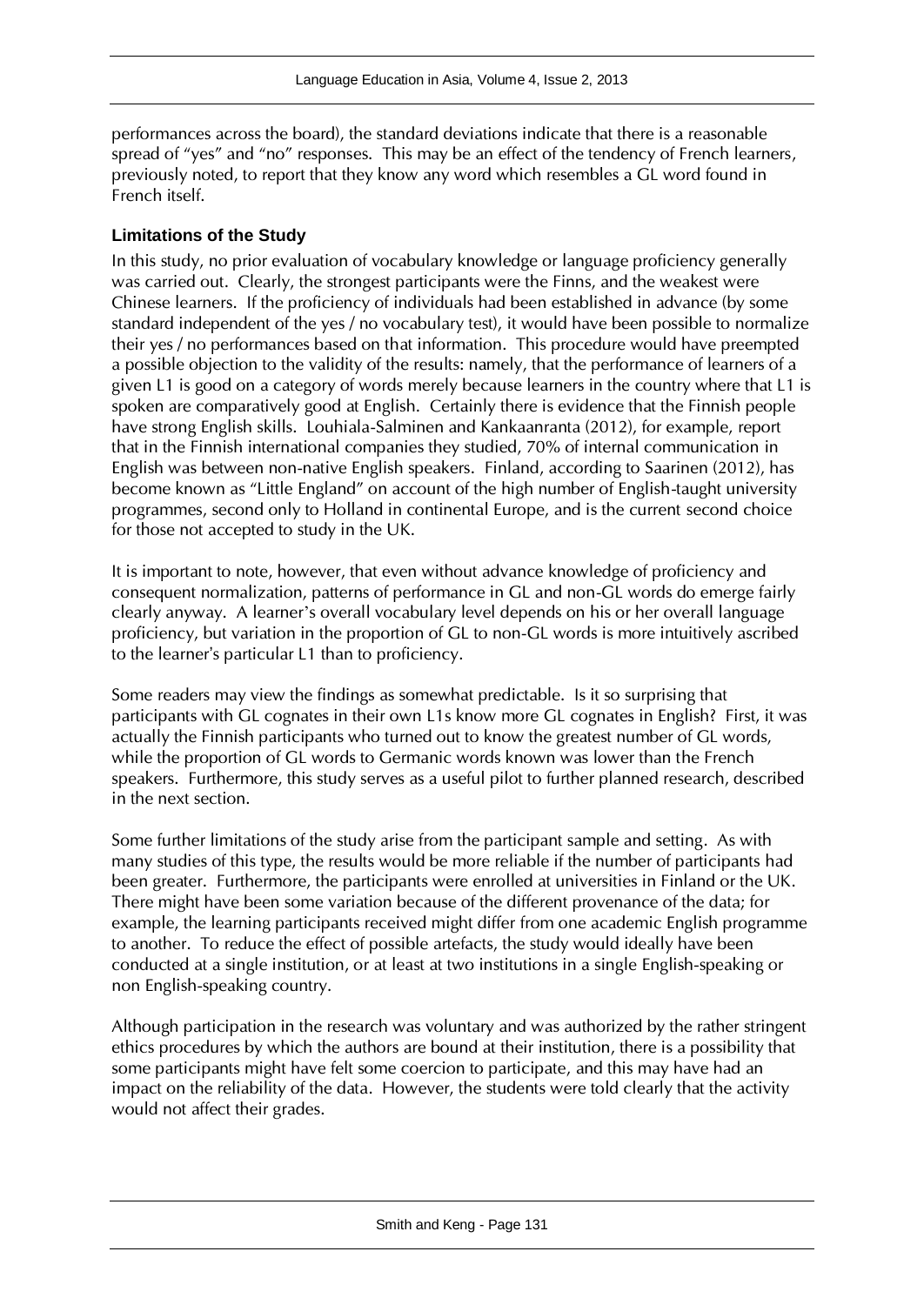performances across the board), the standard deviations indicate that there is a reasonable spread of "yes" and "no" responses. This may be an effect of the tendency of French learners, previously noted, to report that they know any word which resembles a GL word found in French itself.

## Limitations of the Study

In this study, no prior evaluation of vocabulary knowledge or language proficiency generally was carried out. Clearly, the strongest participants were the Finns, and the weakest were Chinese learners. If the proficiency of individuals had been established in advance (by some standard independent of the yes / no vocabulary test), it would have been possible to normalize their yes / no performances based on that information. This procedure would have preempted a possible objection to the validity of the results: namely, that the performance of learners of a given L1 is good on a category of words merely because learners in the country where that L1 is spoken are comparatively good at English. Certainly there is evidence that the Finnish people have strong English skills. Louhiala-Salminen and Kankaanranta (2012), for example, report that in the Finnish international companies they studied, 70% of internal communication in English was between non-native English speakers. Finland, according to Saarinen (2012), has become known as "Little England" on account of the high number of English-taught university programmes, second only to Holland in continental Europe, and is the current second choice for those not accepted to study in the UK.

It is important to note, however, that even without advance knowledge of proficiency and consequent normalization, patterns of performance in GL and non-GL words do emerge fairly clearly anyway. A learner's overall vocabulary level depends on his or her overall language proficiency, but variation in the proportion of GL to non-GL words is more intuitively ascribed to the learner's particular L1 than to proficiency.

Some readers may view the findings as somewhat predictable. Is it so surprising that participants with GL cognates in their own L1s know more GL cognates in English? First, it was actually the Finnish participants who turned out to know the greatest number of GL words, while the proportion of GL words to Germanic words known was lower than the French speakers. Furthermore, this study serves as a useful pilot to further planned research, described in the next section.

Some further limitations of the study arise from the participant sample and setting. As with many studies of this type, the results would be more reliable if the number of participants had been greater. Furthermore, the participants were enrolled at universities in Finland or the UK. There might have been some variation because of the different provenance of the data; for example, the learning participants received might differ from one academic English programme to another. To reduce the effect of possible artefacts, the study would ideally have been conducted at a single institution, or at least at two institutions in a single English-speaking or non English-speaking country.

Although participation in the research was voluntary and was authorized by the rather stringent ethics procedures by which the authors are bound at their institution, there is a possibility that some participants might have felt some coercion to participate, and this may have had an impact on the reliability of the data. However, the students were told clearly that the activity would not affect their grades.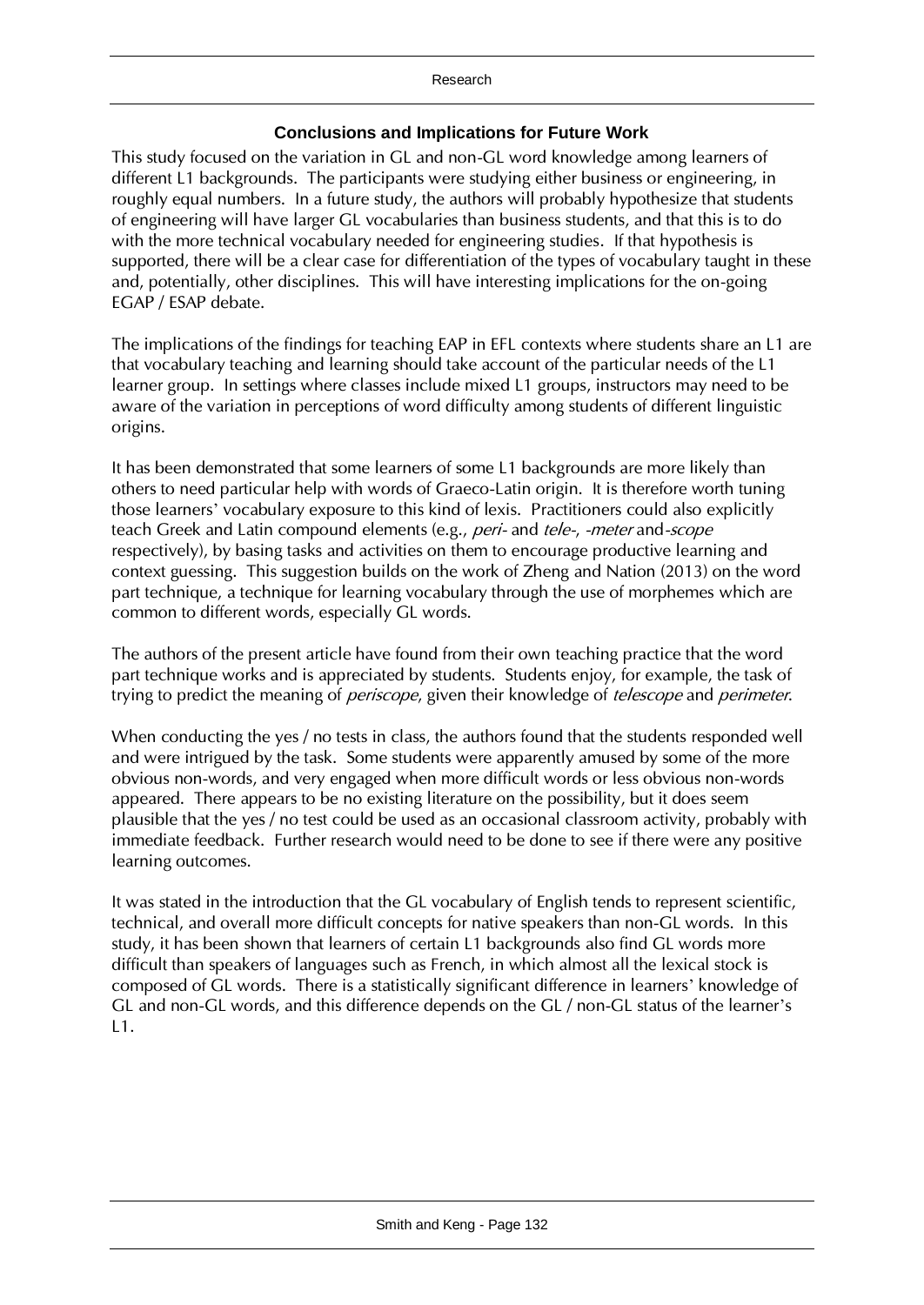### Conclusions and Implications for Future Work

This study focused on the variation in GL and non-GL word knowledge among learners of different L1 backgrounds. The participants were studying either business or engineering, in roughly equal numbers. In a future study, the authors will probably hypothesize that students of engineering will have larger GL vocabularies than business students, and that this is to do with the more technical vocabulary needed for engineering studies. If that hypothesis is supported, there will be a clear case for differentiation of the types of vocabulary taught in these and, potentially, other disciplines. This will have interesting implications for the on-going EGAP / ESAP debate.

The implications of the findings for teaching EAP in EFL contexts where students share an L1 are that vocabulary teaching and learning should take account of the particular needs of the L1 learner group. In settings where classes include mixed L1 groups, instructors may need to be aware of the variation in perceptions of word difficulty among students of different linguistic origins.

It has been demonstrated that some learners of some L1 backgrounds are more likely than others to need particular help with words of Graeco-Latin origin. It is therefore worth tuning those learners' vocabulary exposure to this kind of lexis. Practitioners could also explicitly teach Greek and Latin compound elements (e.g., *peri-* and *tele-*, *-meter* and *-scope* respectively), by basing tasks and activities on them to encourage productive learning and context guessing. This suggestion builds on the work of Zheng and Nation (2013) on the word part technique, a technique for learning vocabulary through the use of morphemes which are common to different words, especially GL words.

The authors of the present article have found from their own teaching practice that the word part technique works and is appreciated by students. Students enjoy, for example, the task of trying to predict the meaning of *periscope*, given their knowledge of *telescope* and *perimeter*.

When conducting the yes / no tests in class, the authors found that the students responded well and were intrigued by the task. Some students were apparently amused by some of the more obvious non-words, and very engaged when more difficult words or less obvious non-words appeared. There appears to be no existing literature on the possibility, but it does seem plausible that the yes / no test could be used as an occasional classroom activity, probably with immediate feedback. Further research would need to be done to see if there were any positive learning outcomes.

It was stated in the introduction that the GL vocabulary of English tends to represent scientific, technical, and overall more difficult concepts for native speakers than non-GL words. In this study, it has been shown that learners of certain L1 backgrounds also find GL words more difficult than speakers of languages such as French, in which almost all the lexical stock is composed of GL words. There is a statistically significant difference in learners' knowledge of GL and non-GL words, and this difference depends on the GL / non-GL status of the learner's L1.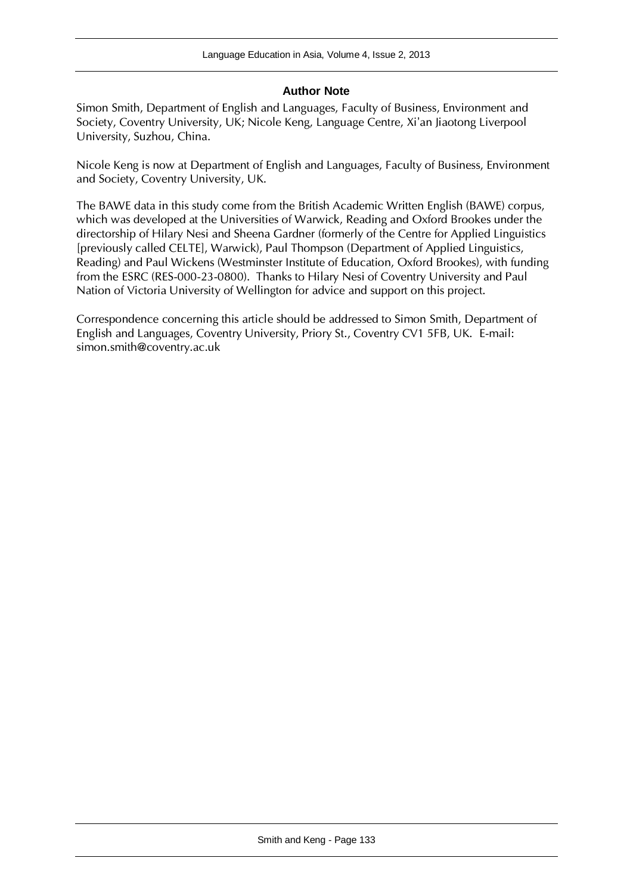## Author Note

Simon Smith, Department of English and Languages, Faculty of Business, Environment and Society, Coventry University, UK; Nicole Keng, Language Centre, Xi'an Jiaotong Liverpool University, Suzhou, China.

Nicole Keng is now at Department of English and Languages, Faculty of Business, Environment and Society, Coventry University, UK.

The BAWE data in this study come from the British Academic Written English (BAWE) corpus, which was developed at the Universities of Warwick, Reading and Oxford Brookes under the directorship of Hilary Nesi and Sheena Gardner (formerly of the Centre for Applied Linguistics [previously called CELTE], Warwick), Paul Thompson (Department of Applied Linguistics, Reading) and Paul Wickens (Westminster Institute of Education, Oxford Brookes), with funding from the ESRC (RES-000-23-0800). Thanks to Hilary Nesi of Coventry University and Paul Nation of Victoria University of Wellington for advice and support on this project.

Correspondence concerning this article should be addressed to Simon Smith, Department of English and Languages, Coventry University, Priory St., Coventry CV1 5FB, UK. E-mail: simon.smith@coventry.ac.uk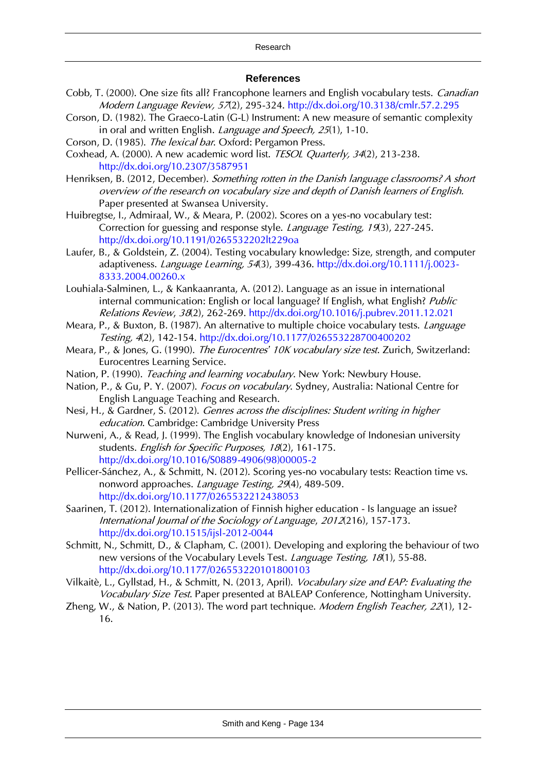## References

Cobb, T. (2000). One size fits all? Francophone learners and English vocabulary tests. *Canadian Modern Language Review, 57*(2), 295-324. http://dx.doi.org/10.3138/cmlr.57.2.295

Corson, D. (1982). The Graeco-Latin (G-L) Instrument: A new measure of semantic complexity in oral and written English. *Language and Speech, 25*(1), 1-10.

Corson, D. (1985). *The lexical bar*. Oxford: Pergamon Press.

Coxhead, A. (2000). A new academic word list. *TESOL Quarterly, 34*(2), 213-238. http://dx.doi.org/10.2307/3587951

Henriksen, B. (2012, December). *Something rotten in the Danish language classrooms? A short overview of the research on vocabulary size and depth of Danish learners of English.* Paper presented at Swansea University.

Huibregtse, I., Admiraal, W., & Meara, P. (2002). Scores on a yes-no vocabulary test: Correction for guessing and response style. *Language Testing, 19*(3), 227-245. http://dx.doi.org/10.1191/0265532202lt229oa

Laufer, B., & Goldstein, Z. (2004). Testing vocabulary knowledge: Size, strength, and computer adaptiveness. *Language Learning, 54*(3), 399-436. http://dx.doi.org/10.1111/j.0023-8333.2004.00260.x

Louhiala-Salminen, L., & Kankaanranta, A. (2012). Language as an issue in international internal communication: English or local language? If English, what English? *Public Relations Review*, *38*(2), 262-269. http://dx.doi.org/10.1016/j.pubrev.2011.12.021

Meara, P., & Buxton, B. (1987). An alternative to multiple choice vocabulary tests. *Language Testing, 4*(2), 142-154. http://dx.doi.org/10.1177/026553228700400202

Meara, P., & Jones, G. (1990). *The Eurocentres' 10K vocabulary size test*. Zurich, Switzerland: Eurocentres Learning Service.

Nation, P. (1990). *Teaching and learning vocabulary*. New York: Newbury House.

Nation, P., & Gu, P. Y. (2007). *Focus on vocabulary*. Sydney, Australia: National Centre for English Language Teaching and Research.

Nesi, H., & Gardner, S. (2012). *Genres across the disciplines: Student writing in higher education*. Cambridge: Cambridge University Press

Nurweni, A., & Read, J. (1999). The English vocabulary knowledge of Indonesian university students. *English for Specific Purposes, 18*(2), 161-175. http://dx.doi.org/10.1016/S0889-4906(98)00005-2

Pellicer-Sánchez, A., & Schmitt, N. (2012). Scoring yes-no vocabulary tests: Reaction time vs. nonword approaches. *Language Testing, 29*(4), 489-509. http://dx.doi.org/10.1177/0265532212438053

Saarinen, T. (2012). Internationalization of Finnish higher education - Is language an issue? *International Journal of the Sociology of Language*, *2012*(216), 157-173. http://dx.doi.org/10.1515/ijsl-2012-0044

Schmitt, N., Schmitt, D., & Clapham, C. (2001). Developing and exploring the behaviour of two new versions of the Vocabulary Levels Test. *Language Testing, 18*(1), 55-88. http://dx.doi.org/10.1177/026553220101800103

Vilkaitè, L., Gyllstad, H., & Schmitt, N. (2013, April). *Vocabulary size and EAP: Evaluating the Vocabulary Size Test*. Paper presented at BALEAP Conference, Nottingham University.

Zheng, W., & Nation, P. (2013). The word part technique. *Modern English Teacher, 22*(1), 12-16.